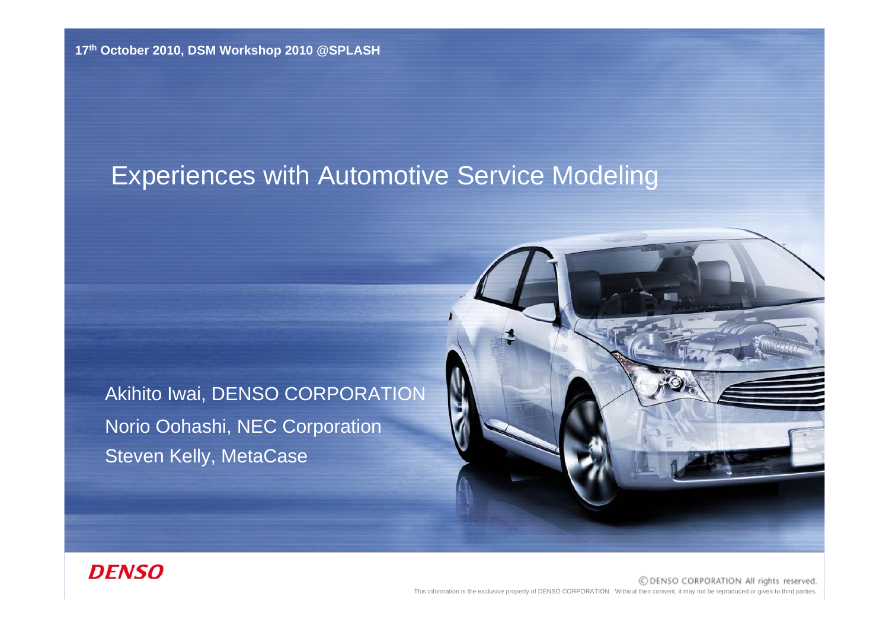17th October 2010, DSM Workshop 2010 @SPLASH

# Experiences with Automotive Service Modeling

Akihito Iwai, DENSO CORPORATION

Norio Oohashi, NEC Corporation

Steven Kelly, MetaCase

DENSO

© DENSO CORPORATION All rights reserved.

This information is the exclusive property of DENSO CORPORATION. Without their consent, it may not be reproduced or given to third parties.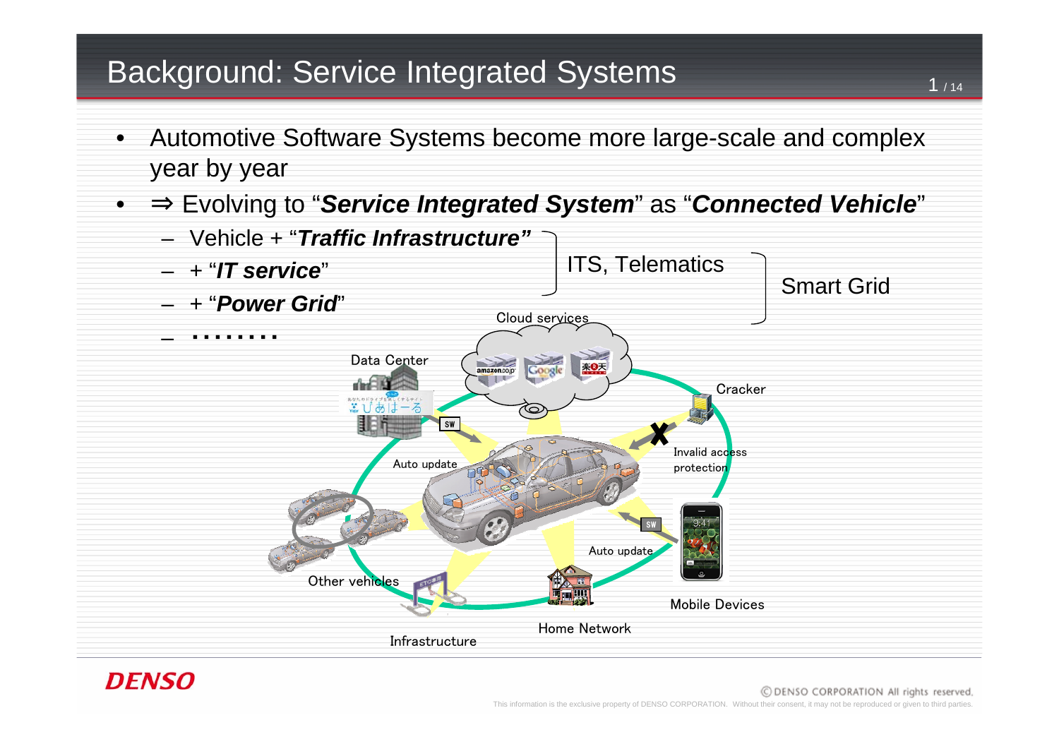# Background: Service Integrated Systems

- Automotive Software Systems become more large-scale and complex year by year
- ⇒ Evolving to "***Service Integrated System***" as "***Connected Vehicle***"
  - Vehicle + "***Traffic Infrastructure"***
  - + "***IT service***"
  - + "***Power Grid***"
  - ........

ITS, Telematics

Smart Grid

Cloud services

Data Center

Cracker

Auto update

Invalid access protection

Auto update

Other vehicles

Mobile Devices

Home Network

Infrastructure

DENSO

ⓒDENSO CORPORATION All rights reserved.

This information is the exclusive property of DENSO CORPORATION. Without their consent, it may not be reproduced or given to third parties.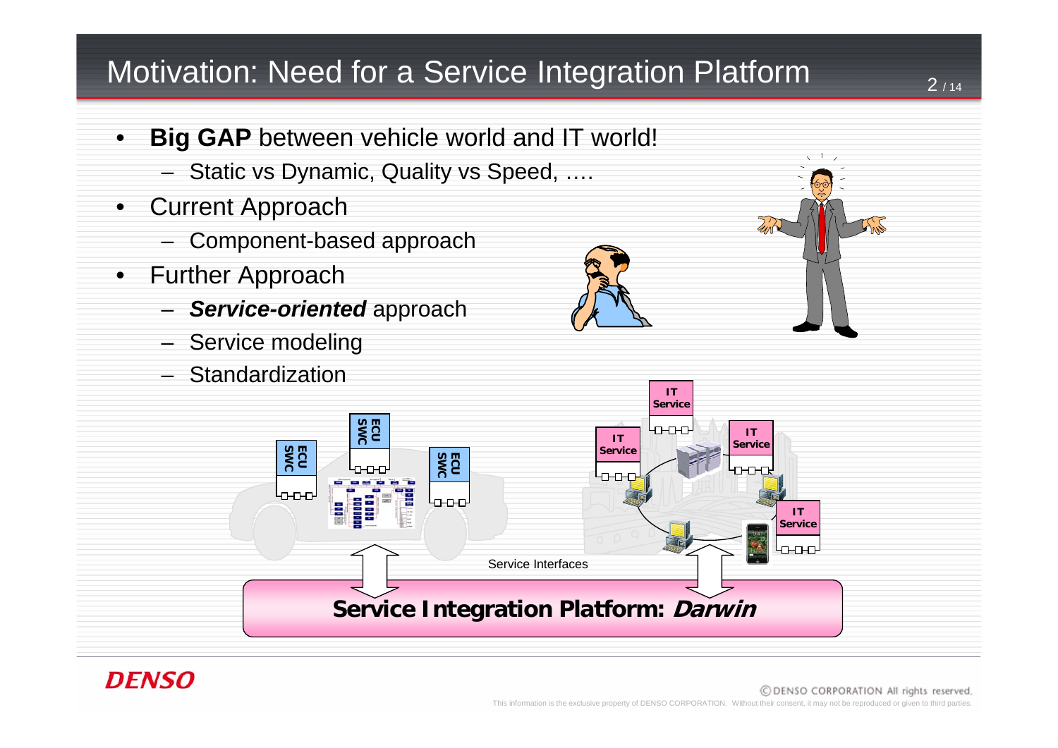# Motivation: Need for a Service Integration Platform

- **Big GAP** between vehicle world and IT world!
  - Static vs Dynamic, Quality vs Speed, ….
- Current Approach
  - Component-based approach
- Further Approach
  - ***Service-oriented*** approach
  - Service modeling
  - Standardization

ECU SWC

ECU SWC

ECU SWC

IT Service

IT Service

IT Service

IT Service

Service Interfaces

**Service Integration Platform: *Darwin***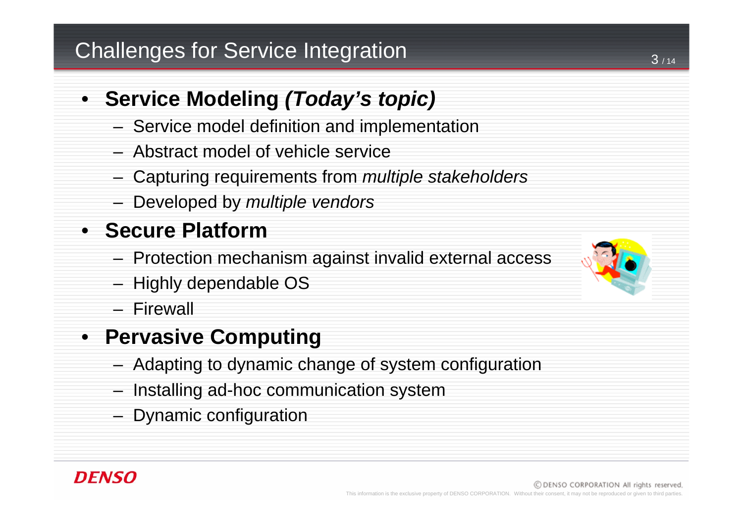# Challenges for Service Integration

- **Service Modeling *(Today's topic)***
  - Service model definition and implementation
  - Abstract model of vehicle service
  - Capturing requirements from *multiple stakeholders*
  - Developed by *multiple vendors*
- **Secure Platform**
  - Protection mechanism against invalid external access
  - Highly dependable OS
  - Firewall
- **Pervasive Computing**
  - Adapting to dynamic change of system configuration
  - Installing ad-hoc communication system
  - Dynamic configuration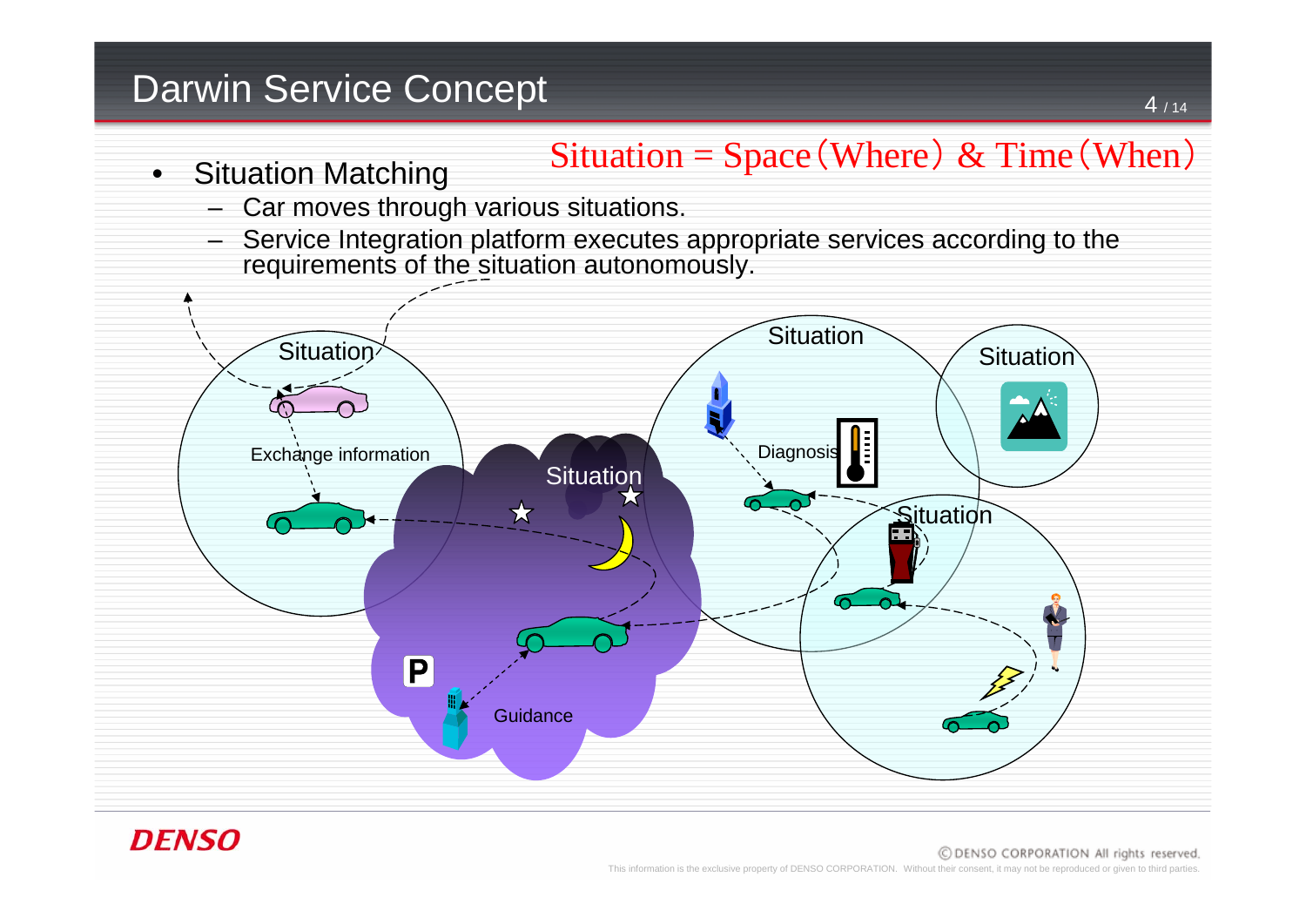# Darwin Service Concept

Situation = Space（Where） & Time（When）

- Situation Matching
  - Car moves through various situations.
  - Service Integration platform executes appropriate services according to the requirements of the situation autonomously.

Situation

Exchange information

Situation

Guidance

Situation

Diagnosis

Situation

Situation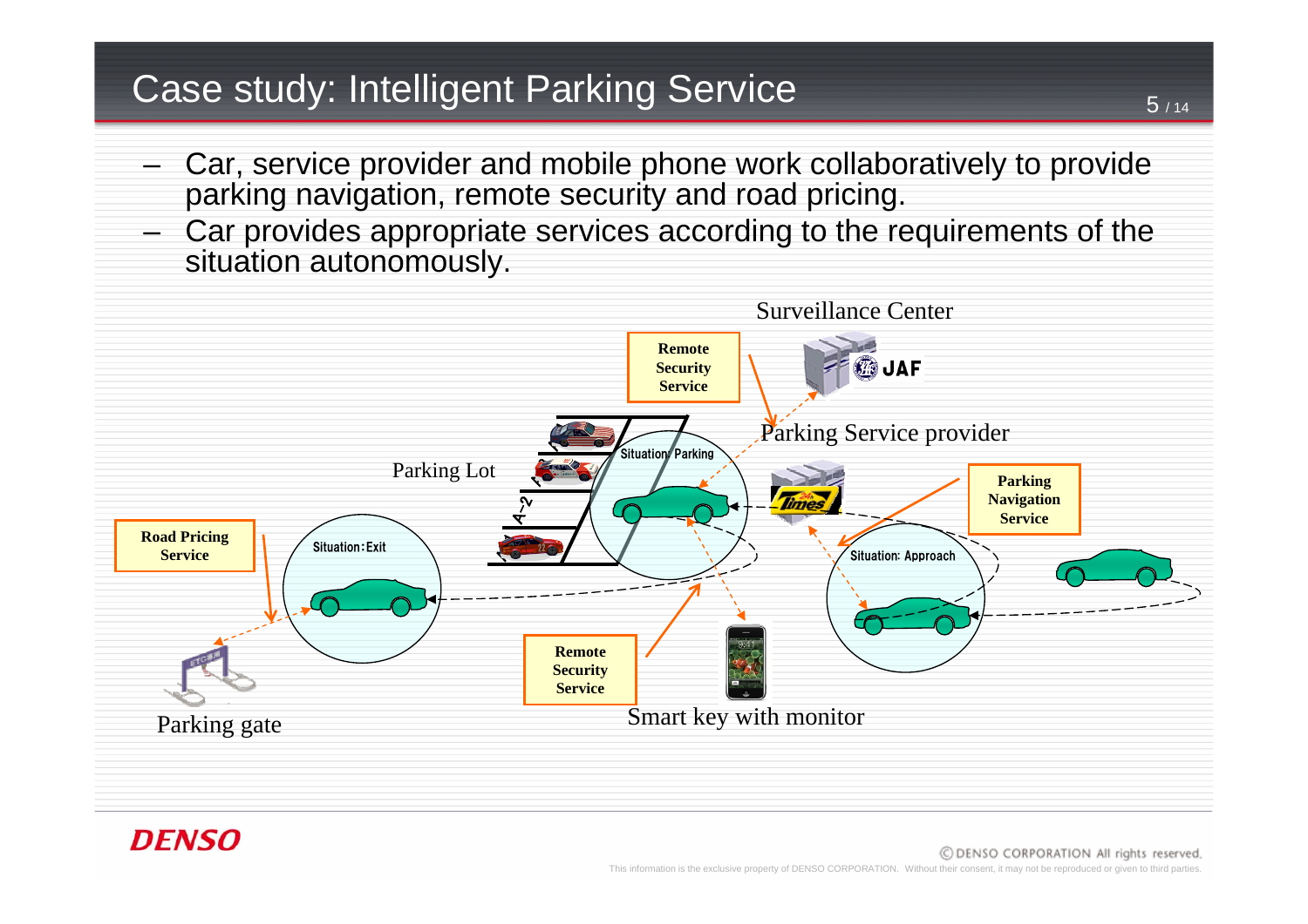# Case study: Intelligent Parking Service

- Car, service provider and mobile phone work collaboratively to provide parking navigation, remote security and road pricing.
- Car provides appropriate services according to the requirements of the situation autonomously.

Surveillance Center

Remote Security Service

Parking Service provider

Situation: Parking

Parking Lot

Parking Navigation Service

Road Pricing Service

Situation: Exit

Situation: Approach

Remote Security Service

Parking gate

Smart key with monitor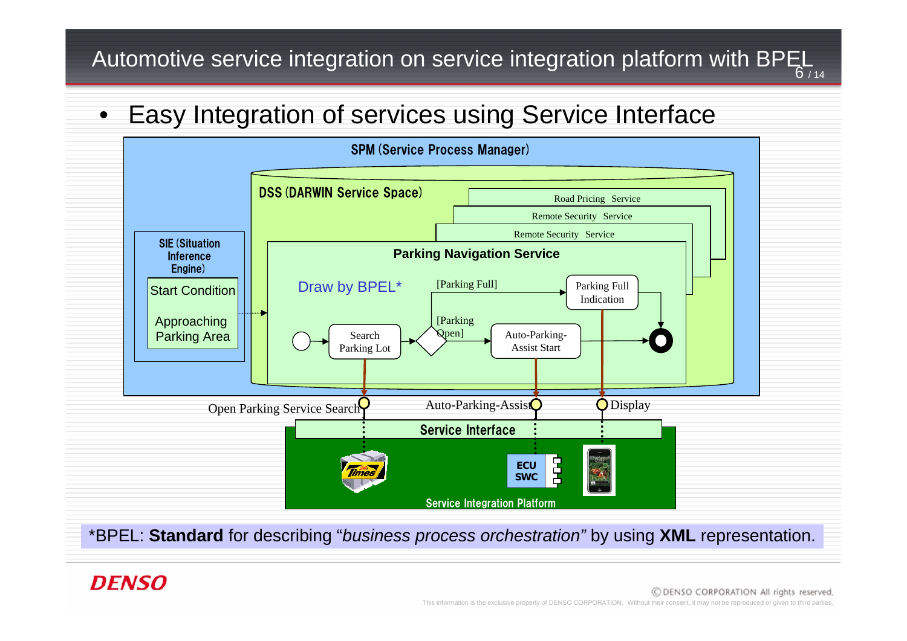# Automotive service integration on service integration platform with BPEL

- Easy Integration of services using Service Interface

SPM (Service Process Manager)

DSS (DARWIN Service Space)

Road Pricing Service

Remote Security Service

Remote Security Service

SIE (Situation Inference Engine)

Start Condition

Approaching Parking Area

**Parking Navigation Service**

Draw by BPEL*

[Parking Full]

Parking Full Indication

[Parking Open]

Search Parking Lot

Auto-Parking-Assist Start

Open Parking Service Search

Auto-Parking-Assist

Display

Service Interface

ECU SWC

Service Integration Platform

*BPEL: **Standard** for describing "*business process orchestration"* by using **XML** representation.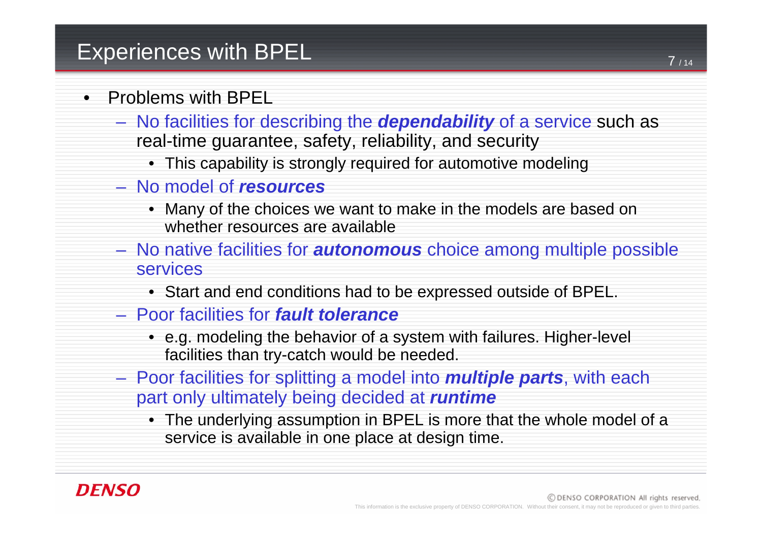# Experiences with BPEL

- Problems with BPEL
  - No facilities for describing the ***dependability*** of a service such as real-time guarantee, safety, reliability, and security
    - This capability is strongly required for automotive modeling
  - No model of ***resources***
    - Many of the choices we want to make in the models are based on whether resources are available
  - No native facilities for ***autonomous*** choice among multiple possible services
    - Start and end conditions had to be expressed outside of BPEL.
  - Poor facilities for ***fault tolerance***
    - e.g. modeling the behavior of a system with failures. Higher-level facilities than try-catch would be needed.
  - Poor facilities for splitting a model into ***multiple parts***, with each part only ultimately being decided at ***runtime***
    - The underlying assumption in BPEL is more that the whole model of a service is available in one place at design time.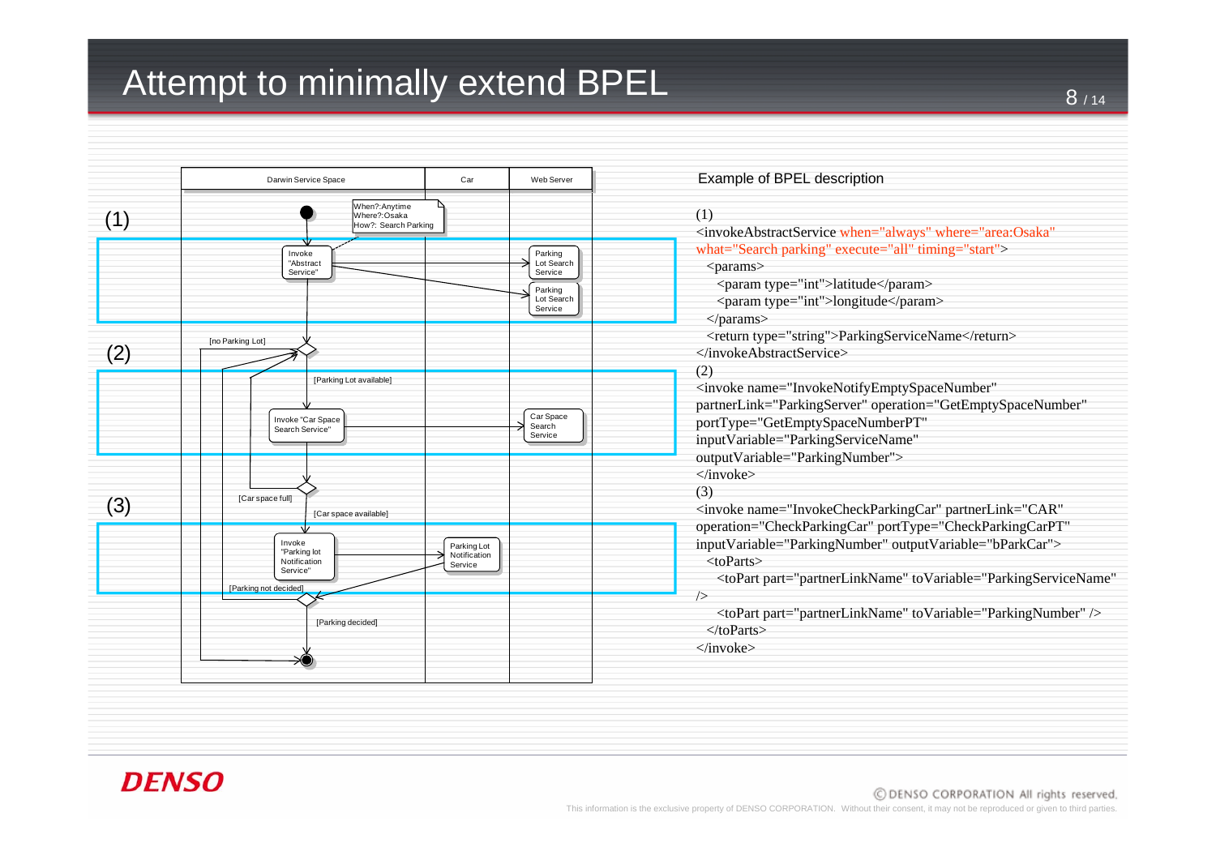# Attempt to minimally extend BPEL

| Darwin Service Space | Car | Web Server |
| --- | --- | --- |
| (1) Invoke "Abstract Service" (When?:Anytime / Where?:Osaka / How?: Search Parking) | | Parking Lot Search Service; Parking Lot Search Service |
| [no Parking Lot] / (2) [Parking Lot available] Invoke "Car Space Search Service" | | Car Space Search Service |
| [Car space full] / (3) [Car space available] Invoke "Parking lot Notification Service" | Parking Lot Notification Service | |
| [Parking not decided] / [Parking decided] | | |

Example of BPEL description

(1)

```
<invokeAbstractService when="always" where="area:Osaka"
what="Search parking" execute="all" timing="start">
  <params>
    <param type="int">latitude</param>
    <param type="int">longitude</param>
  </params>
  <return type="string">ParkingServiceName</return>
</invokeAbstractService>
```

(2)

```
<invoke name="InvokeNotifyEmptySpaceNumber"
partnerLink="ParkingServer" operation="GetEmptySpaceNumber"
portType="GetEmptySpaceNumberPT"
inputVariable="ParkingServiceName"
outputVariable="ParkingNumber">
</invoke>
```

(3)

```
<invoke name="InvokeCheckParkingCar" partnerLink="CAR"
operation="CheckParkingCar" portType="CheckParkingCarPT"
inputVariable="ParkingNumber" outputVariable="bParkCar">
  <toParts>
    <toPart part="partnerLinkName" toVariable="ParkingServiceName"
/>
    <toPart part="partnerLinkName" toVariable="ParkingNumber" />
  </toParts>
</invoke>
```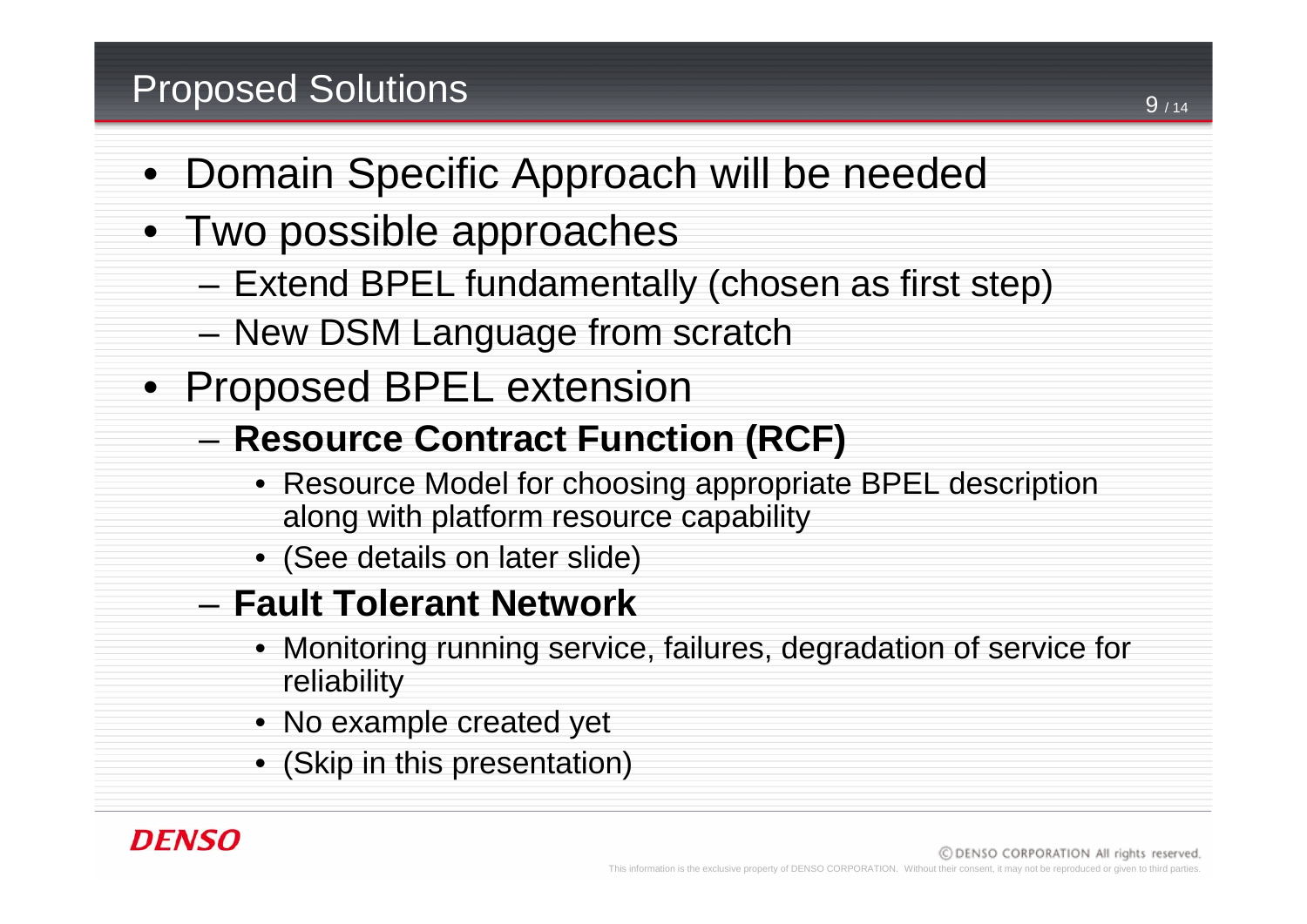# Proposed Solutions

- Domain Specific Approach will be needed
- Two possible approaches
  - Extend BPEL fundamentally (chosen as first step)
  - New DSM Language from scratch
- Proposed BPEL extension
  - **Resource Contract Function (RCF)**
    - Resource Model for choosing appropriate BPEL description along with platform resource capability
    - (See details on later slide)
  - **Fault Tolerant Network**
    - Monitoring running service, failures, degradation of service for reliability
    - No example created yet
    - (Skip in this presentation)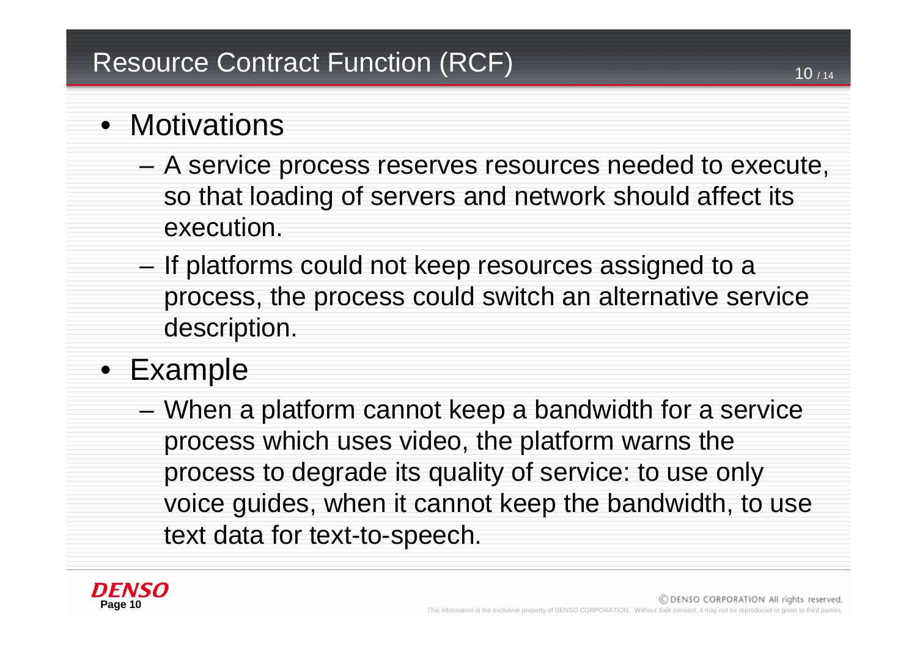# Resource Contract Function (RCF)

- Motivations
  - A service process reserves resources needed to execute, so that loading of servers and network should affect its execution.
  - If platforms could not keep resources assigned to a process, the process could switch an alternative service description.
- Example
  - When a platform cannot keep a bandwidth for a service process which uses video, the platform warns the process to degrade its quality of service: to use only voice guides, when it cannot keep the bandwidth, to use text data for text-to-speech.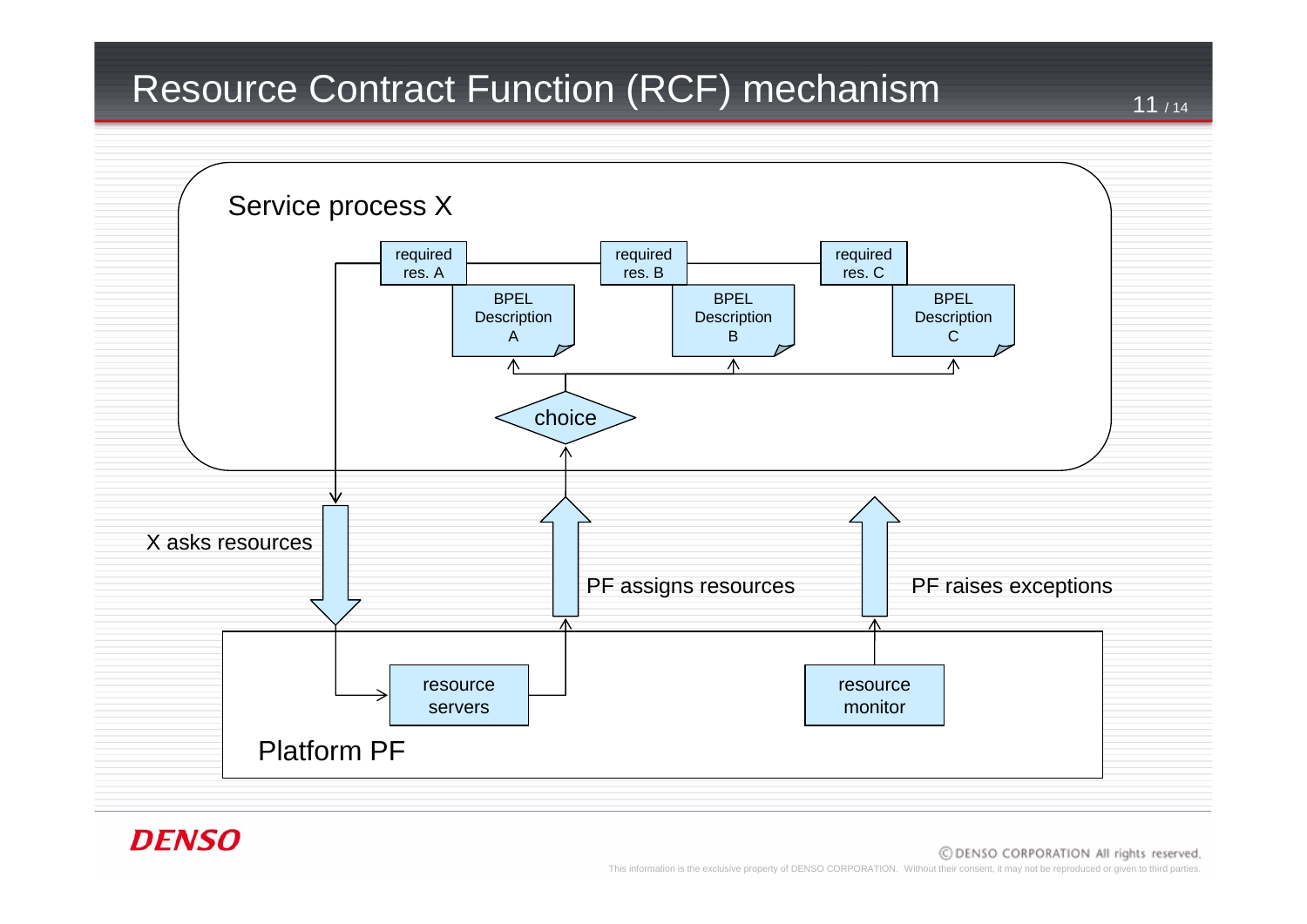# Resource Contract Function (RCF) mechanism

Service process X

required res. A

required res. B

required res. C

BPEL Description A

BPEL Description B

BPEL Description C

choice

X asks resources

PF assigns resources

PF raises exceptions

resource servers

resource monitor

Platform PF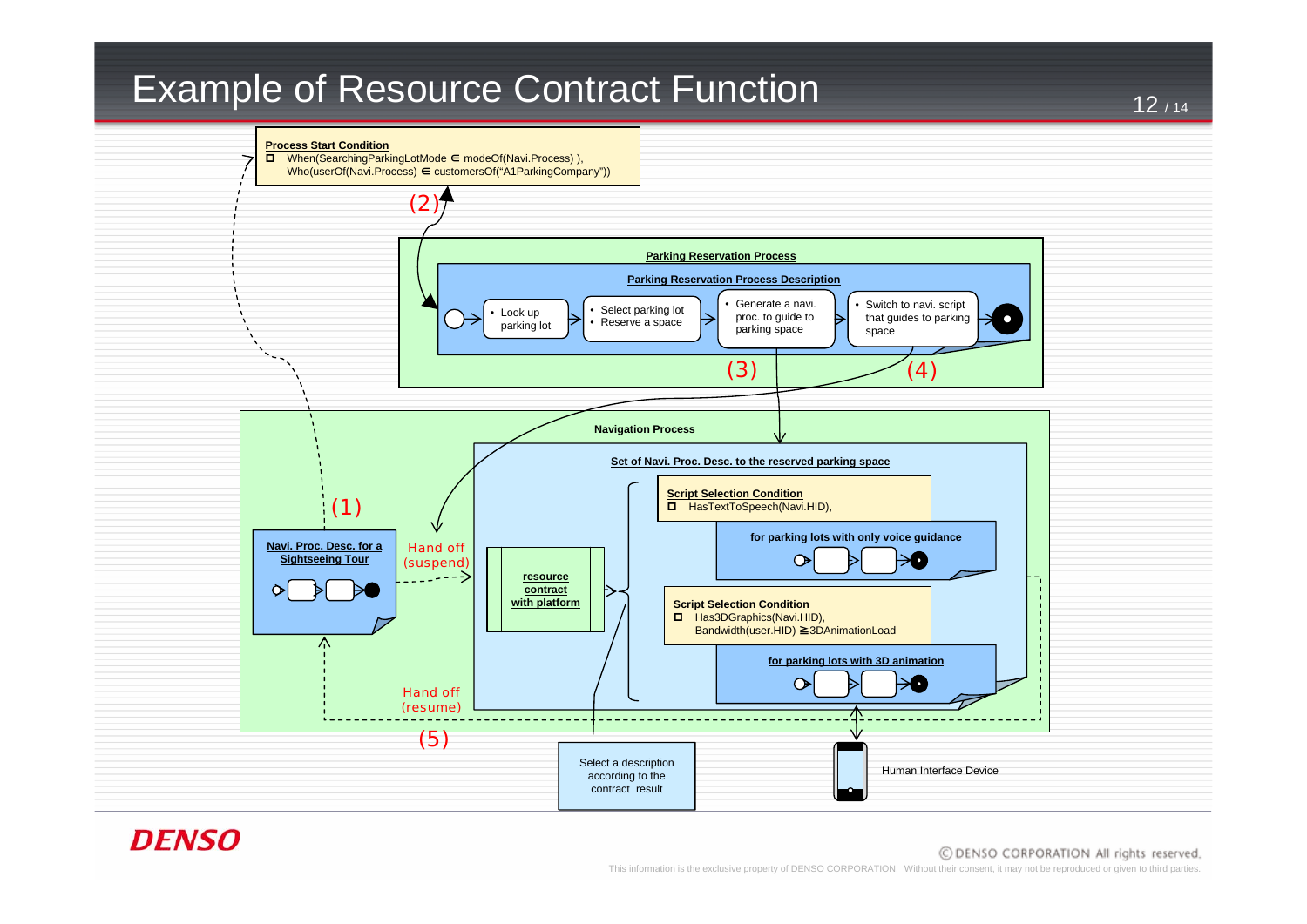# Example of Resource Contract Function

**Process Start Condition**

- When(SearchingParkingLotMode ∈ modeOf(Navi.Process) ), Who(userOf(Navi.Process) ∈ customersOf("A1ParkingCompany"))

(2)

**Parking Reservation Process**

**Parking Reservation Process Description**

- Look up parking lot
- Select parking lot
- Reserve a space
- Generate a navi. proc. to guide to parking space
- Switch to navi. script that guides to parking space

(3) (4)

**Navigation Process**

**Set of Navi. Proc. Desc. to the reserved parking space**

**Script Selection Condition**

- HasTextToSpeech(Navi.HID),

**for parking lots with only voice guidance**

**Script Selection Condition**

- Has3DGraphics(Navi.HID), Bandwidth(user.HID) ≧3DAnimationLoad

**for parking lots with 3D animation**

**resource contract with platform**

(1)

**Navi. Proc. Desc. for a Sightseeing Tour**

Hand off (suspend)

Hand off (resume)

(5)

Select a description according to the contract result

Human Interface Device

DENSO

©DENSO CORPORATION All rights reserved.

This information is the exclusive property of DENSO CORPORATION. Without their consent, it may not be reproduced or given to third parties.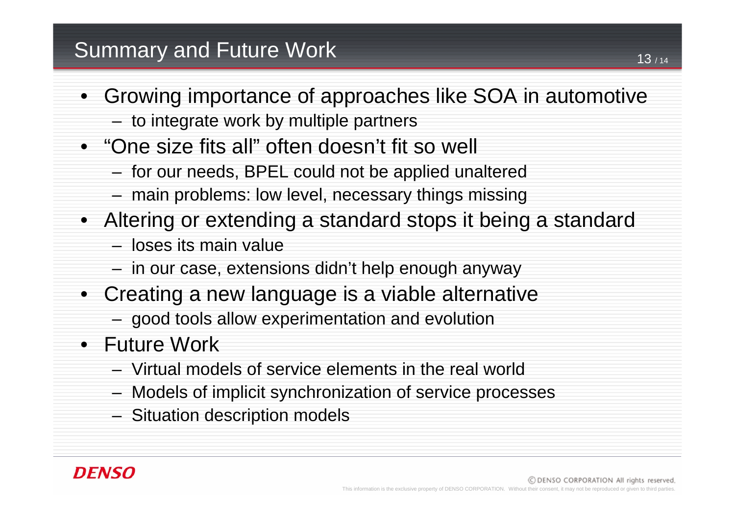# Summary and Future Work

- Growing importance of approaches like SOA in automotive
  - to integrate work by multiple partners
- "One size fits all" often doesn't fit so well
  - for our needs, BPEL could not be applied unaltered
  - main problems: low level, necessary things missing
- Altering or extending a standard stops it being a standard
  - loses its main value
  - in our case, extensions didn't help enough anyway
- Creating a new language is a viable alternative
  - good tools allow experimentation and evolution
- Future Work
  - Virtual models of service elements in the real world
  - Models of implicit synchronization of service processes
  - Situation description models

DENSO

© DENSO CORPORATION All rights reserved.

This information is the exclusive property of DENSO CORPORATION. Without their consent, it may not be reproduced or given to third parties.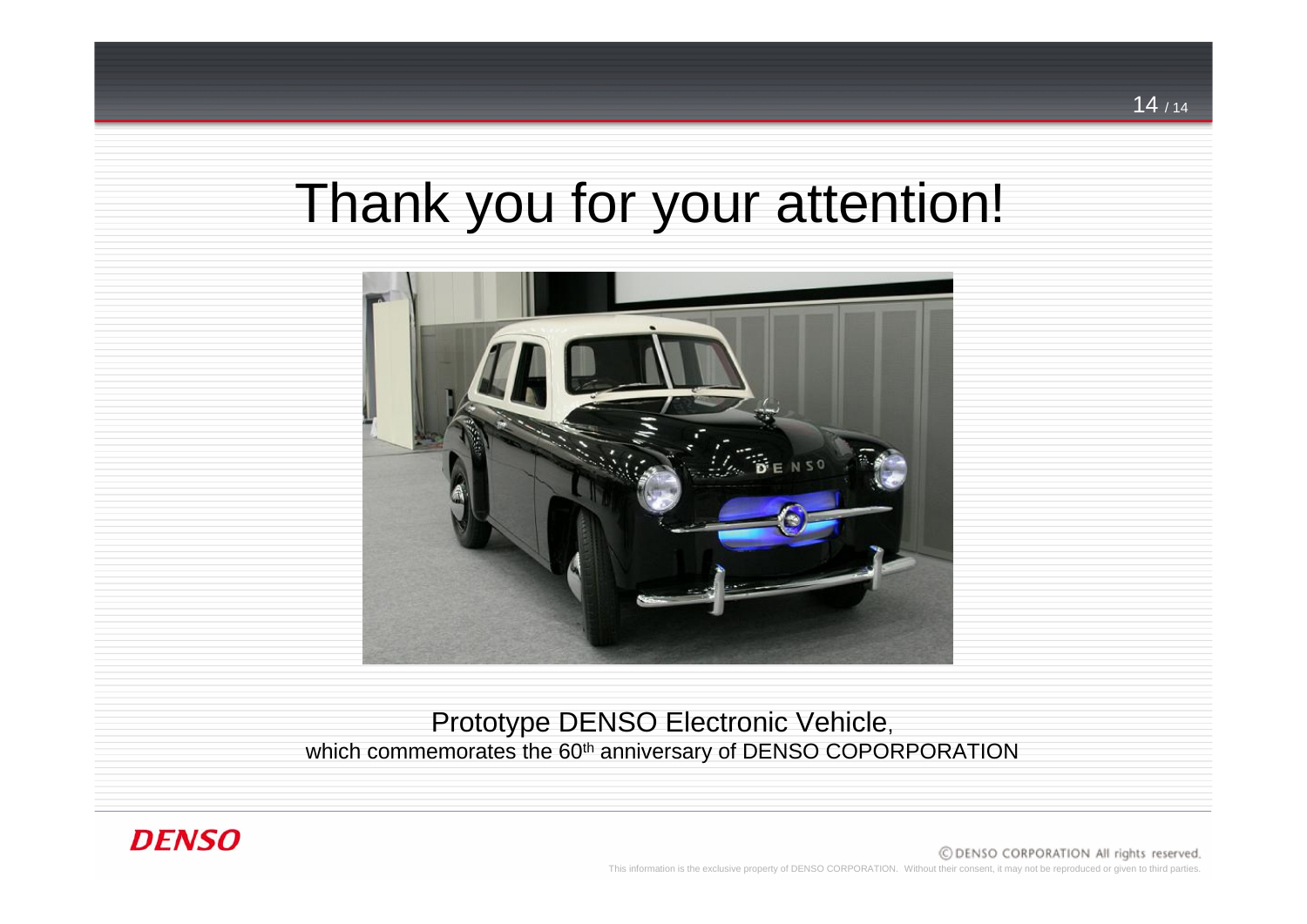# Thank you for your attention!

Prototype DENSO Electronic Vehicle,
which commemorates the 60th anniversary of DENSO COPORPORATION

© DENSO CORPORATION All rights reserved.

This information is the exclusive property of DENSO CORPORATION. Without their consent, it may not be reproduced or given to third parties.